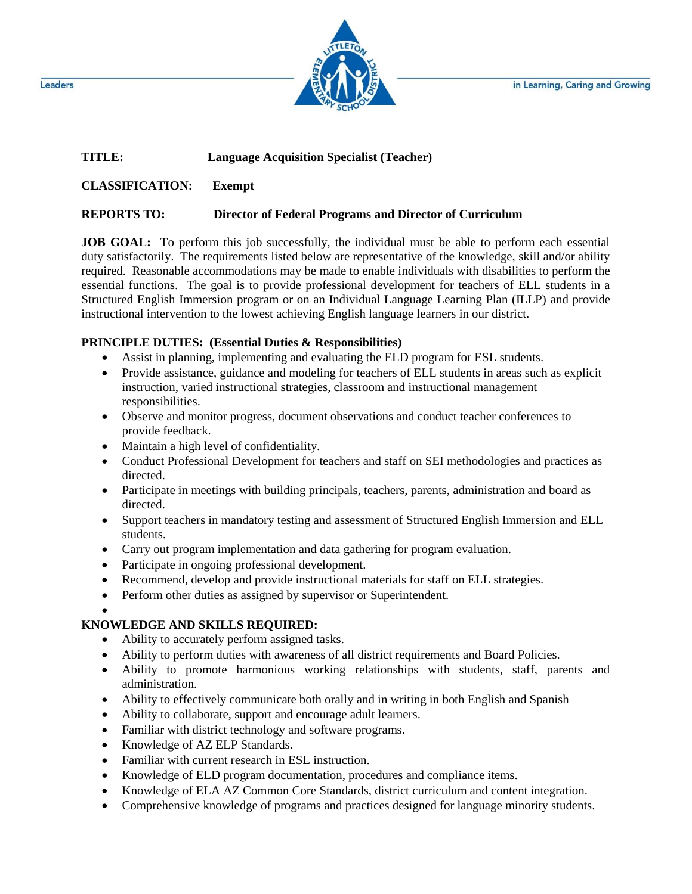Leaders — in Learning, Caring and Growing

**TITLE:** **Language Acquisition Specialist (Teacher)**

**CLASSIFICATION:** **Exempt**

**REPORTS TO:** **Director of Federal Programs and Director of Curriculum**

**JOB GOAL:** To perform this job successfully, the individual must be able to perform each essential duty satisfactorily. The requirements listed below are representative of the knowledge, skill and/or ability required. Reasonable accommodations may be made to enable individuals with disabilities to perform the essential functions. The goal is to provide professional development for teachers of ELL students in a Structured English Immersion program or on an Individual Language Learning Plan (ILLP) and provide instructional intervention to the lowest achieving English language learners in our district.

**PRINCIPLE DUTIES: (Essential Duties & Responsibilities)**

- Assist in planning, implementing and evaluating the ELD program for ESL students.
- Provide assistance, guidance and modeling for teachers of ELL students in areas such as explicit instruction, varied instructional strategies, classroom and instructional management responsibilities.
- Observe and monitor progress, document observations and conduct teacher conferences to provide feedback.
- Maintain a high level of confidentiality.
- Conduct Professional Development for teachers and staff on SEI methodologies and practices as directed.
- Participate in meetings with building principals, teachers, parents, administration and board as directed.
- Support teachers in mandatory testing and assessment of Structured English Immersion and ELL students.
- Carry out program implementation and data gathering for program evaluation.
- Participate in ongoing professional development.
- Recommend, develop and provide instructional materials for staff on ELL strategies.
- Perform other duties as assigned by supervisor or Superintendent.

**KNOWLEDGE AND SKILLS REQUIRED:**

- Ability to accurately perform assigned tasks.
- Ability to perform duties with awareness of all district requirements and Board Policies.
- Ability to promote harmonious working relationships with students, staff, parents and administration.
- Ability to effectively communicate both orally and in writing in both English and Spanish
- Ability to collaborate, support and encourage adult learners.
- Familiar with district technology and software programs.
- Knowledge of AZ ELP Standards.
- Familiar with current research in ESL instruction.
- Knowledge of ELD program documentation, procedures and compliance items.
- Knowledge of ELA AZ Common Core Standards, district curriculum and content integration.
- Comprehensive knowledge of programs and practices designed for language minority students.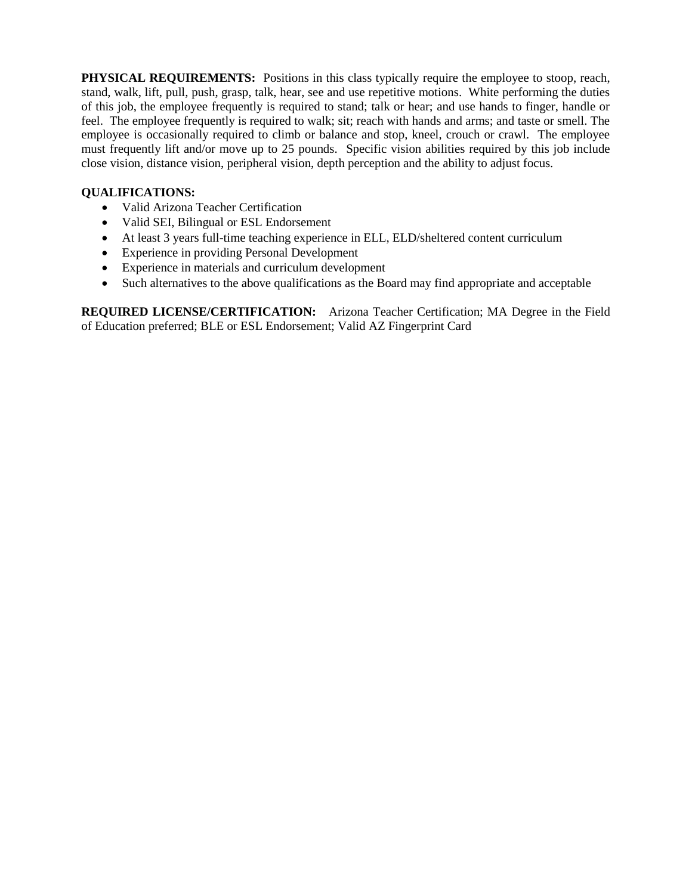**PHYSICAL REQUIREMENTS:** Positions in this class typically require the employee to stoop, reach, stand, walk, lift, pull, push, grasp, talk, hear, see and use repetitive motions. White performing the duties of this job, the employee frequently is required to stand; talk or hear; and use hands to finger, handle or feel. The employee frequently is required to walk; sit; reach with hands and arms; and taste or smell. The employee is occasionally required to climb or balance and stop, kneel, crouch or crawl. The employee must frequently lift and/or move up to 25 pounds. Specific vision abilities required by this job include close vision, distance vision, peripheral vision, depth perception and the ability to adjust focus.

**QUALIFICATIONS:**

- Valid Arizona Teacher Certification
- Valid SEI, Bilingual or ESL Endorsement
- At least 3 years full-time teaching experience in ELL, ELD/sheltered content curriculum
- Experience in providing Personal Development
- Experience in materials and curriculum development
- Such alternatives to the above qualifications as the Board may find appropriate and acceptable

**REQUIRED LICENSE/CERTIFICATION:** Arizona Teacher Certification; MA Degree in the Field of Education preferred; BLE or ESL Endorsement; Valid AZ Fingerprint Card